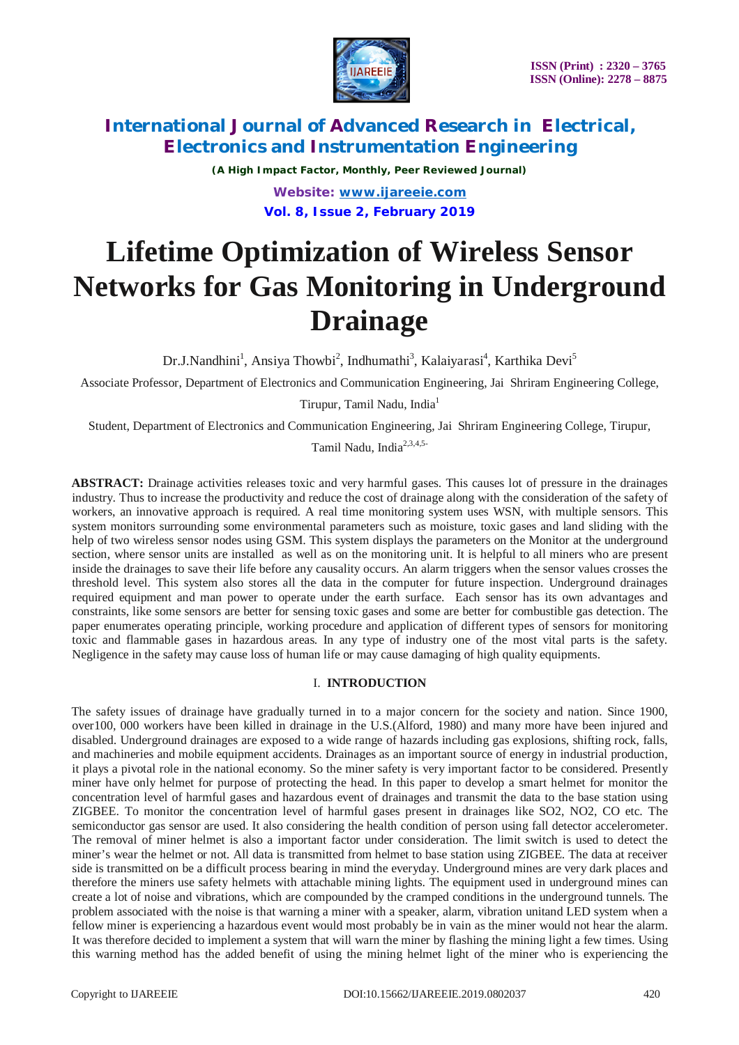# Lifetime Optimization of Wireless Sensor Networks for Gas Monitoring in Underground Drainage

Dr.J.Nandhini[1], Ansiya Thowbi[2], Indhumathi[3], Kalaiyarasi[4], Karthika Devi[5]

Associate Professor, Department of Electronics and Communication Engineering, Jai Shriram Engineering College, Tirupur, Tamil Nadu, India[1]

Student, Department of Electronics and Communication Engineering, Jai Shriram Engineering College, Tirupur, Tamil Nadu, India[2,3,4,5-]

**ABSTRACT:** Drainage activities releases toxic and very harmful gases. This causes lot of pressure in the drainages industry. Thus to increase the productivity and reduce the cost of drainage along with the consideration of the safety of workers, an innovative approach is required. A real time monitoring system uses WSN, with multiple sensors. This system monitors surrounding some environmental parameters such as moisture, toxic gases and land sliding with the help of two wireless sensor nodes using GSM. This system displays the parameters on the Monitor at the underground section, where sensor units are installed as well as on the monitoring unit. It is helpful to all miners who are present inside the drainages to save their life before any causality occurs. An alarm triggers when the sensor values crosses the threshold level. This system also stores all the data in the computer for future inspection. Underground drainages required equipment and man power to operate under the earth surface. Each sensor has its own advantages and constraints, like some sensors are better for sensing toxic gases and some are better for combustible gas detection. The paper enumerates operating principle, working procedure and application of different types of sensors for monitoring toxic and flammable gases in hazardous areas. In any type of industry one of the most vital parts is the safety. Negligence in the safety may cause loss of human life or may cause damaging of high quality equipments.

## I. INTRODUCTION

The safety issues of drainage have gradually turned in to a major concern for the society and nation. Since 1900, over100, 000 workers have been killed in drainage in the U.S.(Alford, 1980) and many more have been injured and disabled. Underground drainages are exposed to a wide range of hazards including gas explosions, shifting rock, falls, and machineries and mobile equipment accidents. Drainages as an important source of energy in industrial production, it plays a pivotal role in the national economy. So the miner safety is very important factor to be considered. Presently miner have only helmet for purpose of protecting the head. In this paper to develop a smart helmet for monitor the concentration level of harmful gases and hazardous event of drainages and transmit the data to the base station using ZIGBEE. To monitor the concentration level of harmful gases present in drainages like $SO_2$, $NO_2$, CO etc. The semiconductor gas sensor are used. It also considering the health condition of person using fall detector accelerometer. The removal of miner helmet is also a important factor under consideration. The limit switch is used to detect the miner's wear the helmet or not. All data is transmitted from helmet to base station using ZIGBEE. The data at receiver side is transmitted on be a difficult process bearing in mind the everyday. Underground mines are very dark places and therefore the miners use safety helmets with attachable mining lights. The equipment used in underground mines can create a lot of noise and vibrations, which are compounded by the cramped conditions in the underground tunnels. The problem associated with the noise is that warning a miner with a speaker, alarm, vibration unitand LED system when a fellow miner is experiencing a hazardous event would most probably be in vain as the miner would not hear the alarm. It was therefore decided to implement a system that will warn the miner by flashing the mining light a few times. Using this warning method has the added benefit of using the mining helmet light of the miner who is experiencing the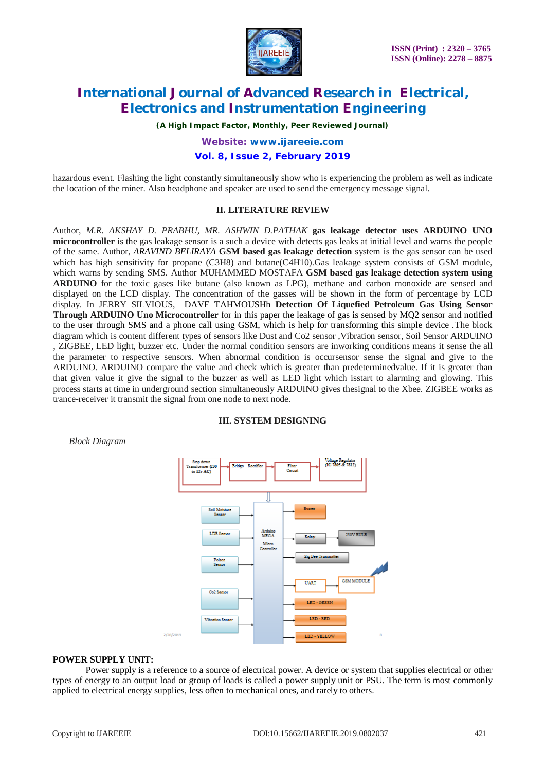hazardous event. Flashing the light constantly simultaneously show who is experiencing the problem as well as indicate the location of the miner. Also headphone and speaker are used to send the emergency message signal.

## II. LITERATURE REVIEW

Author, *M.R. AKSHAY D. PRABHU, MR. ASHWIN D.PATHAK* **gas leakage detector uses ARDUINO UNO microcontroller** is the gas leakage sensor is a such a device with detects gas leaks at initial level and warns the people of the same. Author, *ARAVIND BELIRAYA* **GSM based gas leakage detection** system is the gas sensor can be used which has high sensitivity for propane (C3H8) and butane(C4H10).Gas leakage system consists of GSM module, which warns by sending SMS. Author MUHAMMED MOSTAFA **GSM based gas leakage detection system using ARDUINO** for the toxic gases like butane (also known as LPG), methane and carbon monoxide are sensed and displayed on the LCD display. The concentration of the gasses will be shown in the form of percentage by LCD display. In JERRY SILVIOUS, DAVE TAHMOUSHh **Detection Of Liquefied Petroleum Gas Using Sensor Through ARDUINO Uno Microcontroller** for in this paper the leakage of gas is sensed by MQ2 sensor and notified to the user through SMS and a phone call using GSM, which is help for transforming this simple device .The block diagram which is content different types of sensors like Dust and Co2 sensor ,Vibration sensor, Soil Sensor ARDUINO , ZIGBEE, LED light, buzzer etc. Under the normal condition sensors are inworking conditions means it sense the all the parameter to respective sensors. When abnormal condition is occursensor sense the signal and give to the ARDUINO. ARDUINO compare the value and check which is greater than predeterminedvalue. If it is greater than that given value it give the signal to the buzzer as well as LED light which isstart to alarming and glowing. This process starts at time in underground section simultaneously ARDUINO gives thesignal to the Xbee. ZIGBEE works as trance-receiver it transmit the signal from one node to next node.

## III. SYSTEM DESIGNING

*Block Diagram*

Step down Transformer (230 to 12v AC) → Bridge Rectifier → Filter Circuit → Voltage Regulator (IC 7805 & 7812)

Soil Moisture Sensor, LDR Sensor, Poison Sensor, Co2 Sensor, Vibration Sensor → Arduino MEGA Micro Controller → Buzzer, Relay → 230V BULB, Zig Bee Transmitter, UART → GSM MODULE, LED - GREEN, LED - RED, LED - YELLOW

2/28/2019 8

**POWER SUPPLY UNIT:**

Power supply is a reference to a source of electrical power. A device or system that supplies electrical or other types of energy to an output load or group of loads is called a power supply unit or PSU. The term is most commonly applied to electrical energy supplies, less often to mechanical ones, and rarely to others.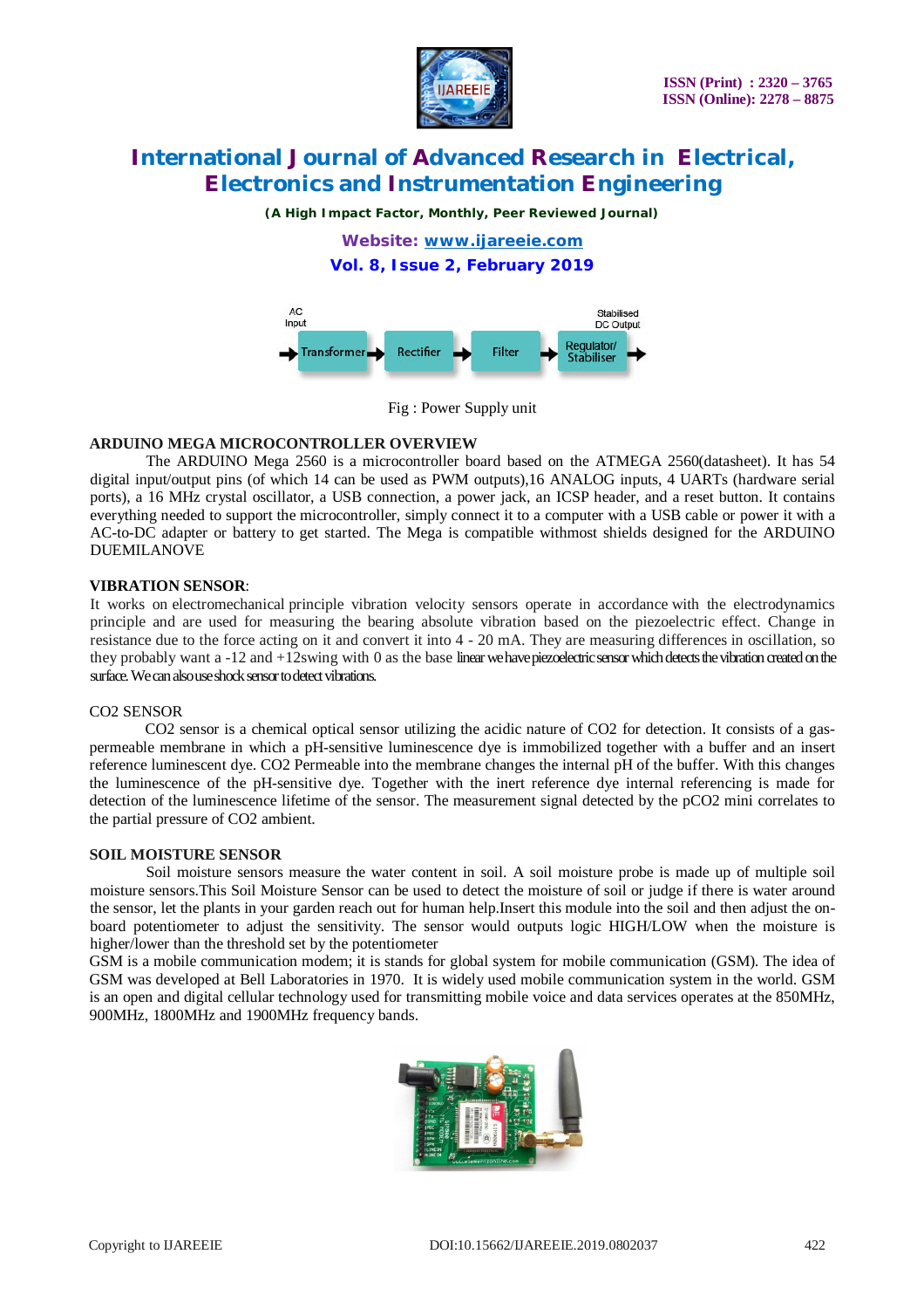AC Input → Transformer → Rectifier → Filter → Regulator/ Stabiliser → Stabilised DC Output

Fig : Power Supply unit

**ARDUINO MEGA MICROCONTROLLER OVERVIEW**

The ARDUINO Mega 2560 is a microcontroller board based on the ATMEGA 2560(datasheet). It has 54 digital input/output pins (of which 14 can be used as PWM outputs),16 ANALOG inputs, 4 UARTs (hardware serial ports), a 16 MHz crystal oscillator, a USB connection, a power jack, an ICSP header, and a reset button. It contains everything needed to support the microcontroller, simply connect it to a computer with a USB cable or power it with a AC-to-DC adapter or battery to get started. The Mega is compatible withmost shields designed for the ARDUINO DUEMILANOVE

**VIBRATION SENSOR**:

It works on electromechanical principle vibration velocity sensors operate in accordance with the electrodynamics principle and are used for measuring the bearing absolute vibration based on the piezoelectric effect. Change in resistance due to the force acting on it and convert it into 4 - 20 mA. They are measuring differences in oscillation, so they probably want a -12 and +12swing with 0 as the base linear we have piezoelectric sensor which detects the vibration created on the surface. We can also use shock sensor to detect vibrations.

CO2 SENSOR

CO2 sensor is a chemical optical sensor utilizing the acidic nature of CO2 for detection. It consists of a gas-permeable membrane in which a pH-sensitive luminescence dye is immobilized together with a buffer and an insert reference luminescent dye. CO2 Permeable into the membrane changes the internal pH of the buffer. With this changes the luminescence of the pH-sensitive dye. Together with the inert reference dye internal referencing is made for detection of the luminescence lifetime of the sensor. The measurement signal detected by the pCO2 mini correlates to the partial pressure of CO2 ambient.

**SOIL MOISTURE SENSOR**

Soil moisture sensors measure the water content in soil. A soil moisture probe is made up of multiple soil moisture sensors.This Soil Moisture Sensor can be used to detect the moisture of soil or judge if there is water around the sensor, let the plants in your garden reach out for human help.Insert this module into the soil and then adjust the on-board potentiometer to adjust the sensitivity. The sensor would outputs logic HIGH/LOW when the moisture is higher/lower than the threshold set by the potentiometer

GSM is a mobile communication modem; it is stands for global system for mobile communication (GSM). The idea of GSM was developed at Bell Laboratories in 1970. It is widely used mobile communication system in the world. GSM is an open and digital cellular technology used for transmitting mobile voice and data services operates at the 850MHz, 900MHz, 1800MHz and 1900MHz frequency bands.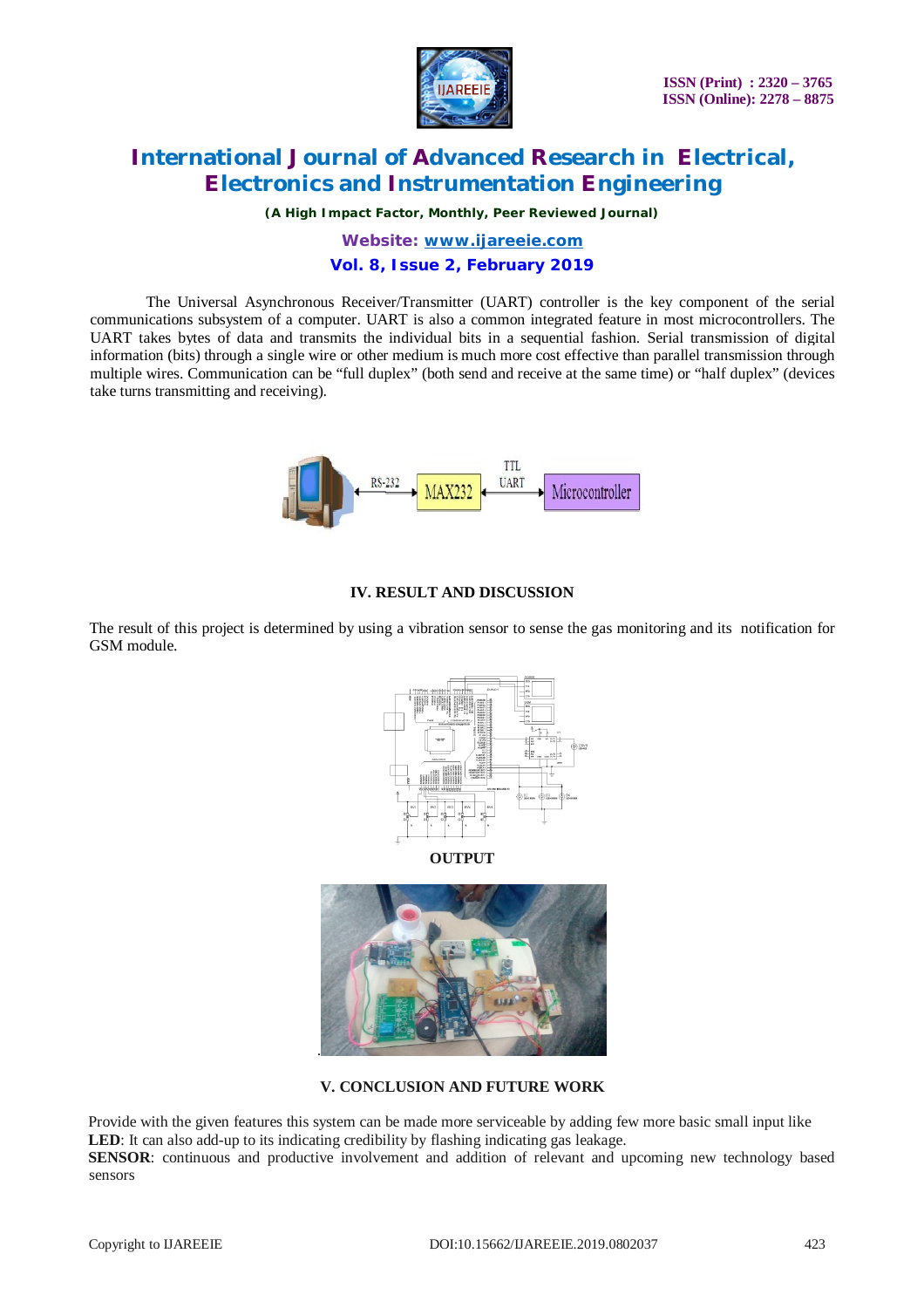The Universal Asynchronous Receiver/Transmitter (UART) controller is the key component of the serial communications subsystem of a computer. UART is also a common integrated feature in most microcontrollers. The UART takes bytes of data and transmits the individual bits in a sequential fashion. Serial transmission of digital information (bits) through a single wire or other medium is much more cost effective than parallel transmission through multiple wires. Communication can be "full duplex" (both send and receive at the same time) or "half duplex" (devices take turns transmitting and receiving).

## IV. RESULT AND DISCUSSION

The result of this project is determined by using a vibration sensor to sense the gas monitoring and its notification for GSM module.

**OUTPUT**

## V. CONCLUSION AND FUTURE WORK

Provide with the given features this system can be made more serviceable by adding few more basic small input like **LED**: It can also add-up to its indicating credibility by flashing indicating gas leakage.
**SENSOR**: continuous and productive involvement and addition of relevant and upcoming new technology based sensors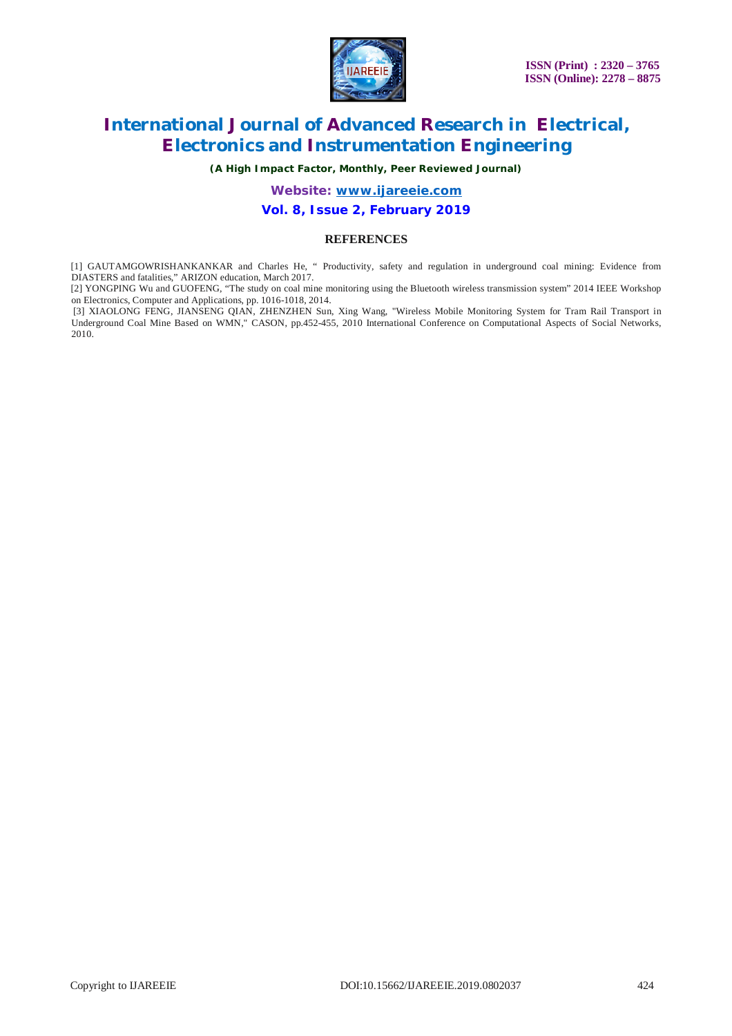## REFERENCES

[1] GAUTAMGOWRISHANKANKAR and Charles He, " Productivity, safety and regulation in underground coal mining: Evidence from DIASTERS and fatalities," ARIZON education, March 2017.

[2] YONGPING Wu and GUOFENG, "The study on coal mine monitoring using the Bluetooth wireless transmission system" 2014 IEEE Workshop on Electronics, Computer and Applications, pp. 1016-1018, 2014.

[3] XIAOLONG FENG, JIANSENG QIAN, ZHENZHEN Sun, Xing Wang, "Wireless Mobile Monitoring System for Tram Rail Transport in Underground Coal Mine Based on WMN," CASON, pp.452-455, 2010 International Conference on Computational Aspects of Social Networks, 2010.